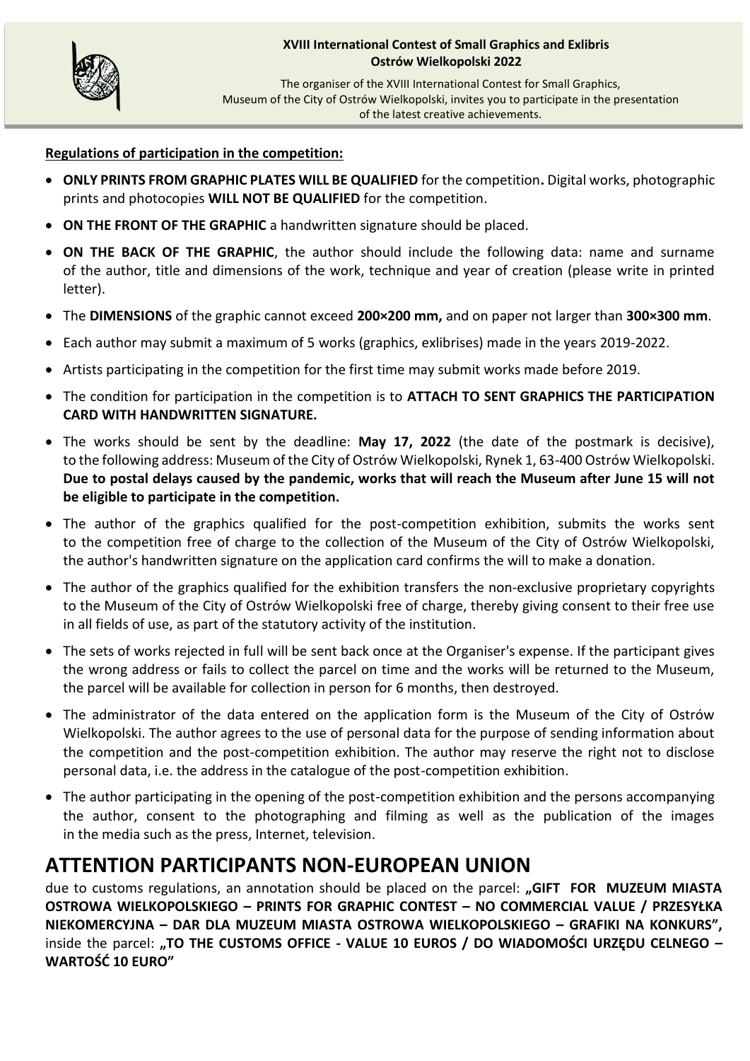**XVIII International Contest of Small Graphics and Exlibris**
**Ostrów Wielkopolski 2022**

The organiser of the XVIII International Contest for Small Graphics, Museum of the City of Ostrów Wielkopolski, invites you to participate in the presentation of the latest creative achievements.

**Regulations of participation in the competition:**

- **ONLY PRINTS FROM GRAPHIC PLATES WILL BE QUALIFIED** for the competition**.** Digital works, photographic prints and photocopies **WILL NOT BE QUALIFIED** for the competition.
- **ON THE FRONT OF THE GRAPHIC** a handwritten signature should be placed.
- **ON THE BACK OF THE GRAPHIC**, the author should include the following data: name and surname of the author, title and dimensions of the work, technique and year of creation (please write in printed letter).
- The **DIMENSIONS** of the graphic cannot exceed **200×200 mm,** and on paper not larger than **300×300 mm**.
- Each author may submit a maximum of 5 works (graphics, exlibrises) made in the years 2019-2022.
- Artists participating in the competition for the first time may submit works made before 2019.
- The condition for participation in the competition is to **ATTACH TO SENT GRAPHICS THE PARTICIPATION CARD WITH HANDWRITTEN SIGNATURE.**
- The works should be sent by the deadline: **May 17, 2022** (the date of the postmark is decisive), to the following address: Museum of the City of Ostrów Wielkopolski, Rynek 1, 63-400 Ostrów Wielkopolski. **Due to postal delays caused by the pandemic, works that will reach the Museum after June 15 will not be eligible to participate in the competition.**
- The author of the graphics qualified for the post-competition exhibition, submits the works sent to the competition free of charge to the collection of the Museum of the City of Ostrów Wielkopolski, the author's handwritten signature on the application card confirms the will to make a donation.
- The author of the graphics qualified for the exhibition transfers the non-exclusive proprietary copyrights to the Museum of the City of Ostrów Wielkopolski free of charge, thereby giving consent to their free use in all fields of use, as part of the statutory activity of the institution.
- The sets of works rejected in full will be sent back once at the Organiser's expense. If the participant gives the wrong address or fails to collect the parcel on time and the works will be returned to the Museum, the parcel will be available for collection in person for 6 months, then destroyed.
- The administrator of the data entered on the application form is the Museum of the City of Ostrów Wielkopolski. The author agrees to the use of personal data for the purpose of sending information about the competition and the post-competition exhibition. The author may reserve the right not to disclose personal data, i.e. the address in the catalogue of the post-competition exhibition.
- The author participating in the opening of the post-competition exhibition and the persons accompanying the author, consent to the photographing and filming as well as the publication of the images in the media such as the press, Internet, television.

# ATTENTION PARTICIPANTS NON-EUROPEAN UNION

due to customs regulations, an annotation should be placed on the parcel: **„GIFT FOR MUZEUM MIASTA OSTROWA WIELKOPOLSKIEGO – PRINTS FOR GRAPHIC CONTEST – NO COMMERCIAL VALUE / PRZESYŁKA NIEKOMERCYJNA – DAR DLA MUZEUM MIASTA OSTROWA WIELKOPOLSKIEGO – GRAFIKI NA KONKURS",** inside the parcel: **„TO THE CUSTOMS OFFICE - VALUE 10 EUROS / DO WIADOMOŚCI URZĘDU CELNEGO – WARTOŚĆ 10 EURO"**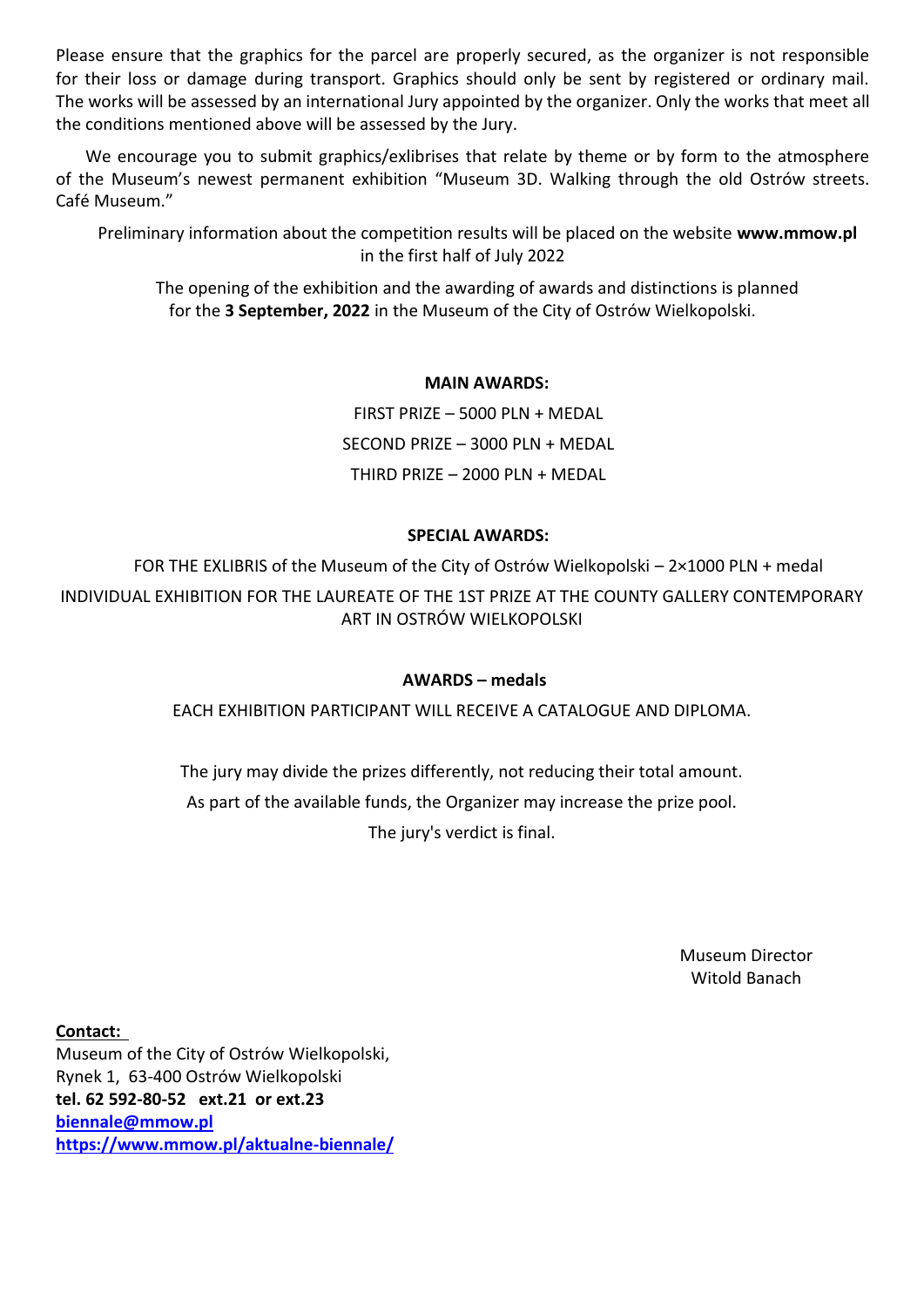Please ensure that the graphics for the parcel are properly secured, as the organizer is not responsible for their loss or damage during transport. Graphics should only be sent by registered or ordinary mail. The works will be assessed by an international Jury appointed by the organizer. Only the works that meet all the conditions mentioned above will be assessed by the Jury.

We encourage you to submit graphics/exlibrises that relate by theme or by form to the atmosphere of the Museum's newest permanent exhibition "Museum 3D. Walking through the old Ostrów streets. Café Museum."

Preliminary information about the competition results will be placed on the website **www.mmow.pl** in the first half of July 2022

The opening of the exhibition and the awarding of awards and distinctions is planned for the **3 September, 2022** in the Museum of the City of Ostrów Wielkopolski.

**MAIN AWARDS:**

FIRST PRIZE – 5000 PLN + MEDAL

SECOND PRIZE – 3000 PLN + MEDAL

THIRD PRIZE – 2000 PLN + MEDAL

**SPECIAL AWARDS:**

FOR THE EXLIBRIS of the Museum of the City of Ostrów Wielkopolski – 2×1000 PLN + medal

INDIVIDUAL EXHIBITION FOR THE LAUREATE OF THE 1ST PRIZE AT THE COUNTY GALLERY CONTEMPORARY ART IN OSTRÓW WIELKOPOLSKI

**AWARDS – medals**

EACH EXHIBITION PARTICIPANT WILL RECEIVE A CATALOGUE AND DIPLOMA.

The jury may divide the prizes differently, not reducing their total amount.

As part of the available funds, the Organizer may increase the prize pool.

The jury's verdict is final.

Museum Director
Witold Banach

**Contact:**
Museum of the City of Ostrów Wielkopolski,
Rynek 1, 63-400 Ostrów Wielkopolski
**tel. 62 592-80-52 ext.21 or ext.23**
**biennale@mmow.pl**
**https://www.mmow.pl/aktualne-biennale/**